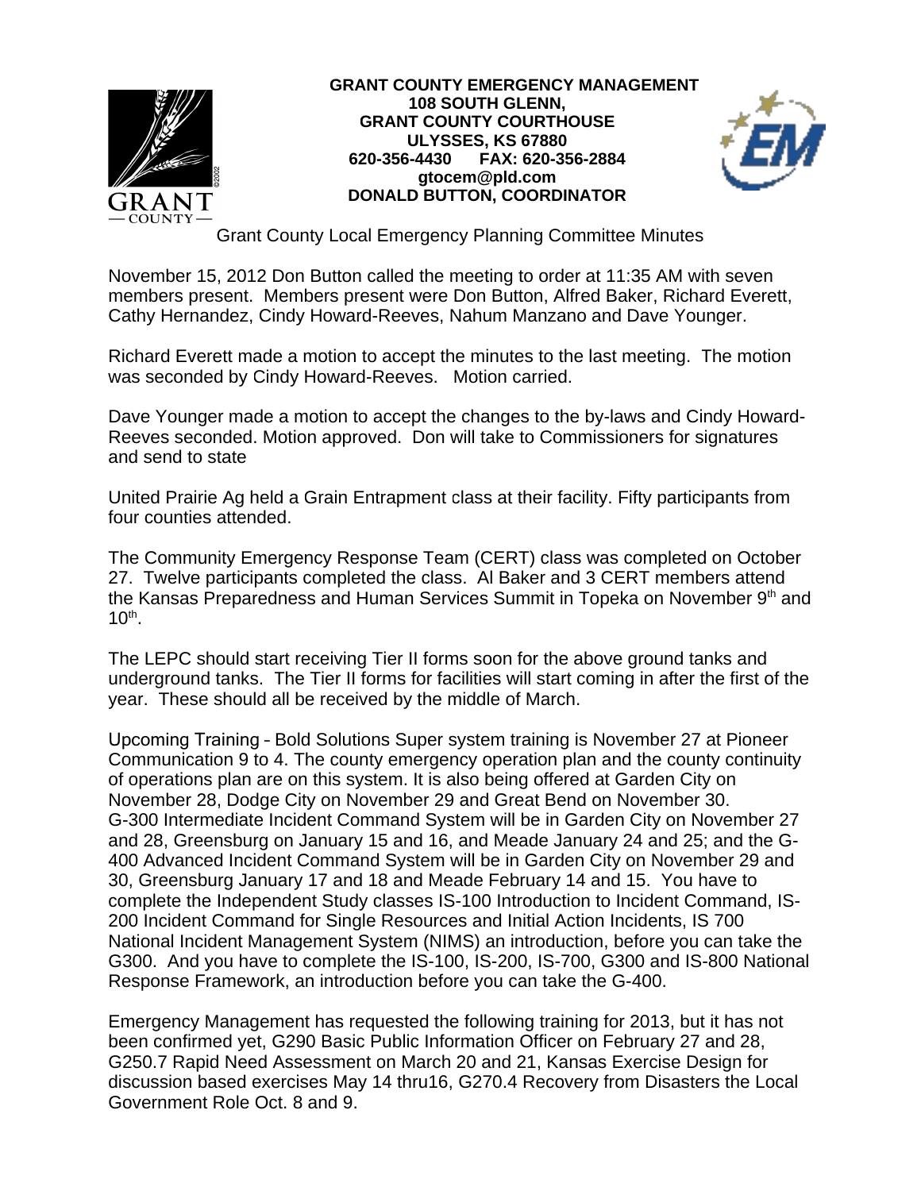**GRANT COUNTY EMERGENCY MANAGEMENT**
**108 SOUTH GLENN,**
**GRANT COUNTY COURTHOUSE**
**ULYSSES, KS 67880**
**620-356-4430 FAX: 620-356-2884**
**gtocem@pld.com**
**DONALD BUTTON, COORDINATOR**

Grant County Local Emergency Planning Committee Minutes

November 15, 2012 Don Button called the meeting to order at 11:35 AM with seven members present. Members present were Don Button, Alfred Baker, Richard Everett, Cathy Hernandez, Cindy Howard-Reeves, Nahum Manzano and Dave Younger.

Richard Everett made a motion to accept the minutes to the last meeting. The motion was seconded by Cindy Howard-Reeves. Motion carried.

Dave Younger made a motion to accept the changes to the by-laws and Cindy Howard-Reeves seconded. Motion approved. Don will take to Commissioners for signatures and send to state

United Prairie Ag held a Grain Entrapment class at their facility. Fifty participants from four counties attended.

The Community Emergency Response Team (CERT) class was completed on October 27. Twelve participants completed the class. Al Baker and 3 CERT members attend the Kansas Preparedness and Human Services Summit in Topeka on November 9th and 10th.

The LEPC should start receiving Tier II forms soon for the above ground tanks and underground tanks. The Tier II forms for facilities will start coming in after the first of the year. These should all be received by the middle of March.

Upcoming Training - Bold Solutions Super system training is November 27 at Pioneer Communication 9 to 4. The county emergency operation plan and the county continuity of operations plan are on this system. It is also being offered at Garden City on November 28, Dodge City on November 29 and Great Bend on November 30. G-300 Intermediate Incident Command System will be in Garden City on November 27 and 28, Greensburg on January 15 and 16, and Meade January 24 and 25; and the G-400 Advanced Incident Command System will be in Garden City on November 29 and 30, Greensburg January 17 and 18 and Meade February 14 and 15. You have to complete the Independent Study classes IS-100 Introduction to Incident Command, IS-200 Incident Command for Single Resources and Initial Action Incidents, IS 700 National Incident Management System (NIMS) an introduction, before you can take the G300. And you have to complete the IS-100, IS-200, IS-700, G300 and IS-800 National Response Framework, an introduction before you can take the G-400.

Emergency Management has requested the following training for 2013, but it has not been confirmed yet, G290 Basic Public Information Officer on February 27 and 28, G250.7 Rapid Need Assessment on March 20 and 21, Kansas Exercise Design for discussion based exercises May 14 thru16, G270.4 Recovery from Disasters the Local Government Role Oct. 8 and 9.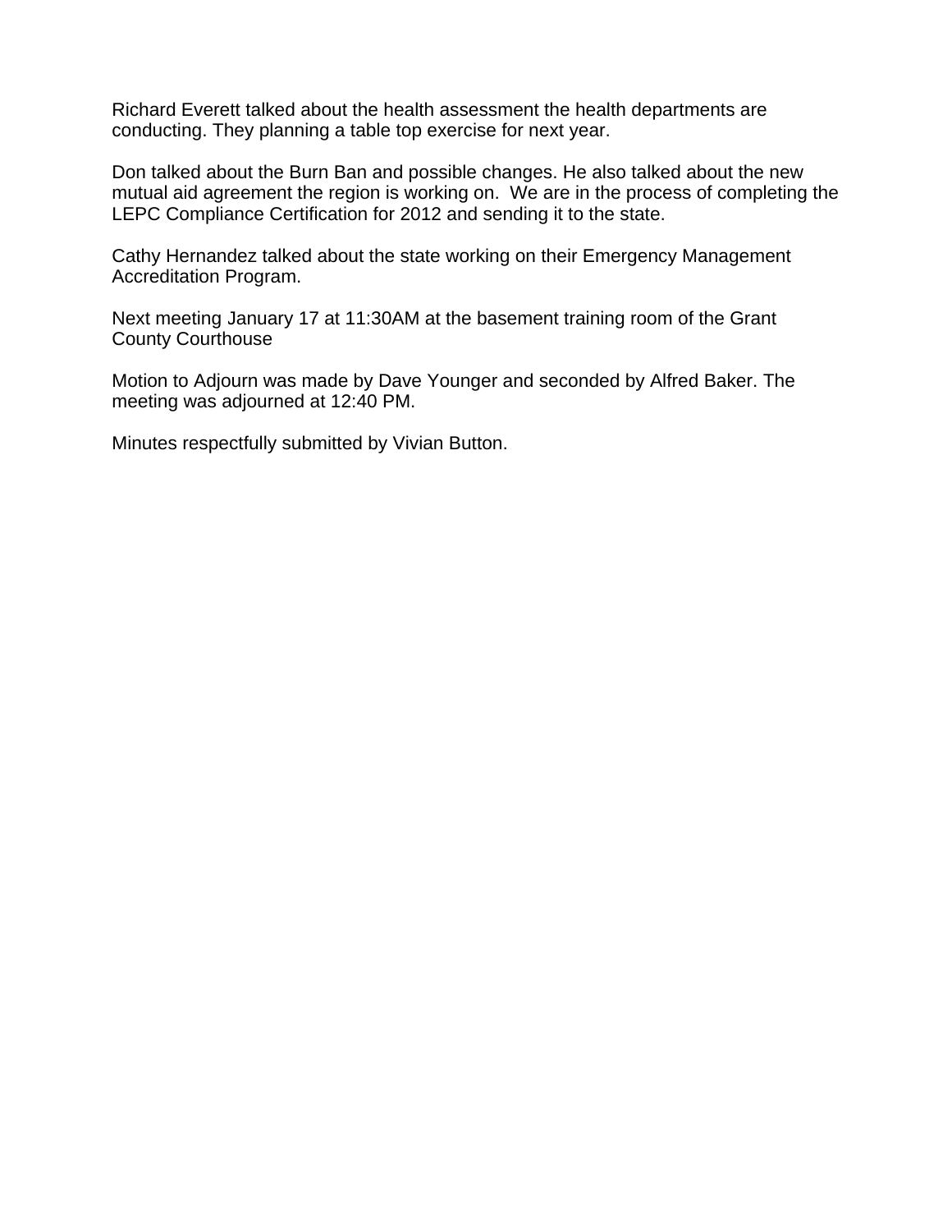Richard Everett talked about the health assessment the health departments are conducting. They planning a table top exercise for next year.

Don talked about the Burn Ban and possible changes. He also talked about the new mutual aid agreement the region is working on. We are in the process of completing the LEPC Compliance Certification for 2012 and sending it to the state.

Cathy Hernandez talked about the state working on their Emergency Management Accreditation Program.

Next meeting January 17 at 11:30AM at the basement training room of the Grant County Courthouse

Motion to Adjourn was made by Dave Younger and seconded by Alfred Baker. The meeting was adjourned at 12:40 PM.

Minutes respectfully submitted by Vivian Button.